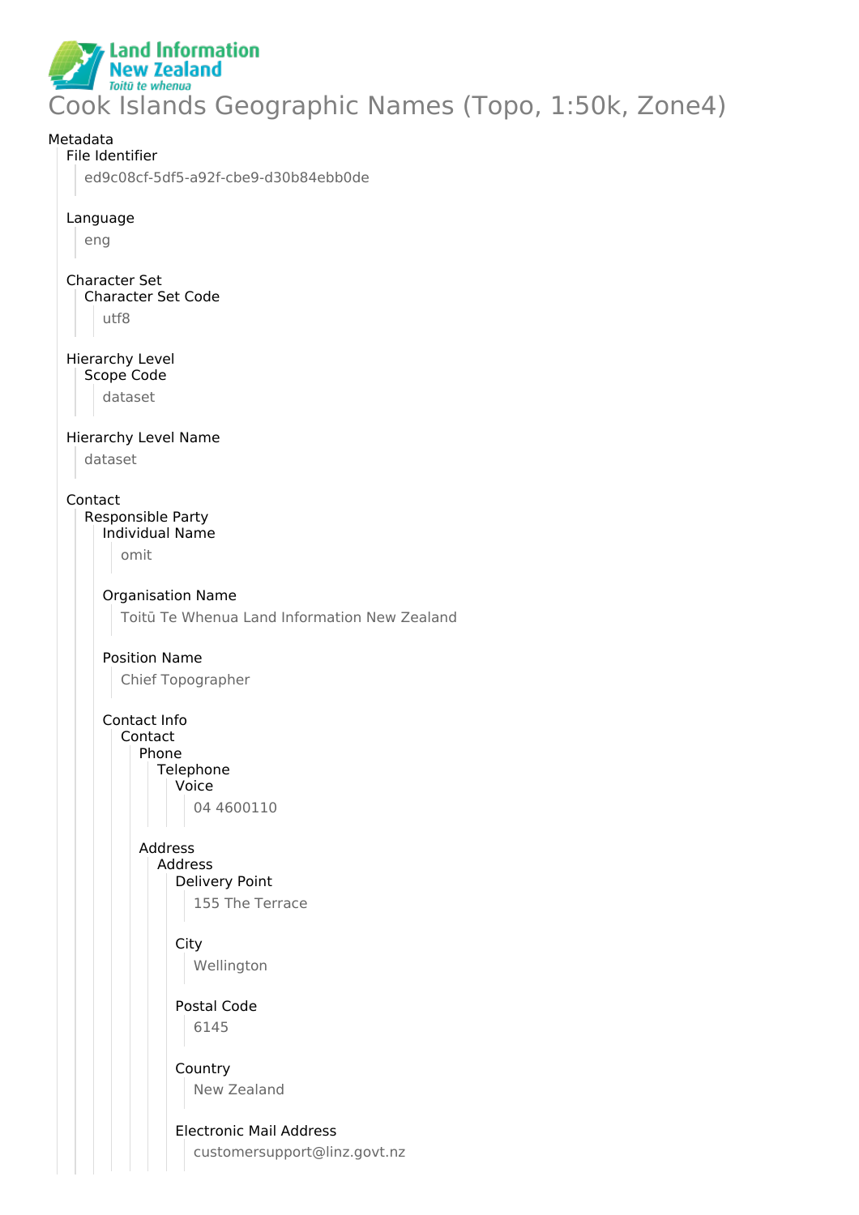# Cook Islands Geographic Names (Topo, 1:50k, Zone4)

Metadata

- File Identifier
  - ed9c08cf-5df5-a92f-cbe9-d30b84ebb0de
- Language
  - eng
- Character Set
  - Character Set Code
    - utf8
- Hierarchy Level
  - Scope Code
    - dataset
- Hierarchy Level Name
  - dataset
- Contact
  - Responsible Party
    - Individual Name
      - omit
    - Organisation Name
      - Toitū Te Whenua Land Information New Zealand
    - Position Name
      - Chief Topographer
    - Contact Info
      - Contact
        - Phone
          - Telephone
            - Voice
              - 04 4600110
        - Address
          - Address
            - Delivery Point
              - 155 The Terrace
            - City
              - Wellington
            - Postal Code
              - 6145
            - Country
              - New Zealand
            - Electronic Mail Address
              - customersupport@linz.govt.nz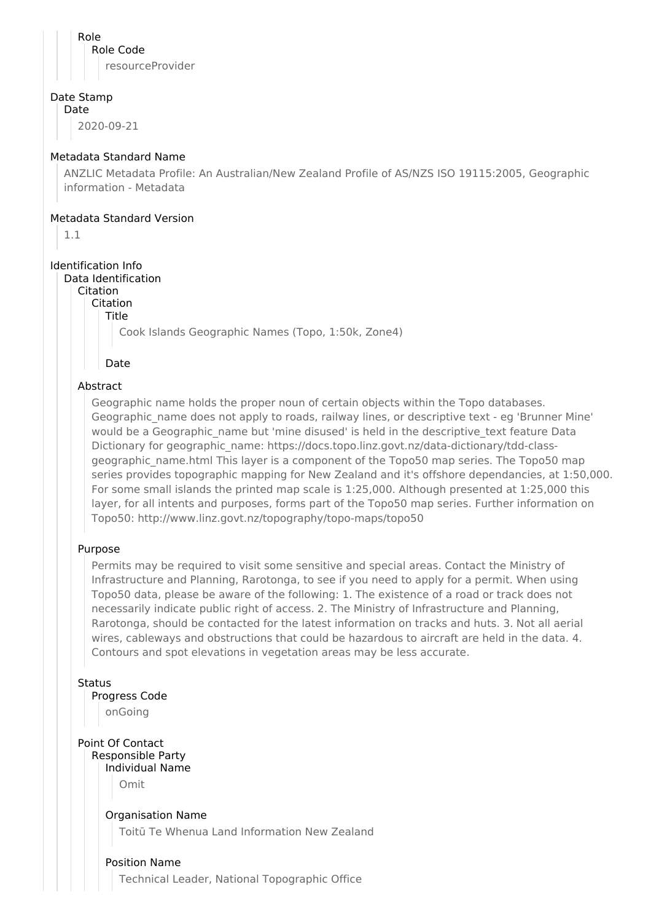Role

Role Code

resourceProvider

Date Stamp

Date

2020-09-21

Metadata Standard Name

ANZLIC Metadata Profile: An Australian/New Zealand Profile of AS/NZS ISO 19115:2005, Geographic information - Metadata

Metadata Standard Version

1.1

Identification Info

Data Identification

Citation

Citation

Title

Cook Islands Geographic Names (Topo, 1:50k, Zone4)

Date

Abstract

Geographic name holds the proper noun of certain objects within the Topo databases. Geographic_name does not apply to roads, railway lines, or descriptive text - eg 'Brunner Mine' would be a Geographic_name but 'mine disused' is held in the descriptive_text feature Data Dictionary for geographic_name: https://docs.topo.linz.govt.nz/data-dictionary/tdd-class-geographic_name.html This layer is a component of the Topo50 map series. The Topo50 map series provides topographic mapping for New Zealand and it's offshore dependancies, at 1:50,000. For some small islands the printed map scale is 1:25,000. Although presented at 1:25,000 this layer, for all intents and purposes, forms part of the Topo50 map series. Further information on Topo50: http://www.linz.govt.nz/topography/topo-maps/topo50

Purpose

Permits may be required to visit some sensitive and special areas. Contact the Ministry of Infrastructure and Planning, Rarotonga, to see if you need to apply for a permit. When using Topo50 data, please be aware of the following: 1. The existence of a road or track does not necessarily indicate public right of access. 2. The Ministry of Infrastructure and Planning, Rarotonga, should be contacted for the latest information on tracks and huts. 3. Not all aerial wires, cableways and obstructions that could be hazardous to aircraft are held in the data. 4. Contours and spot elevations in vegetation areas may be less accurate.

Status

Progress Code

onGoing

Point Of Contact

Responsible Party

Individual Name

Omit

Organisation Name

Toitū Te Whenua Land Information New Zealand

Position Name

Technical Leader, National Topographic Office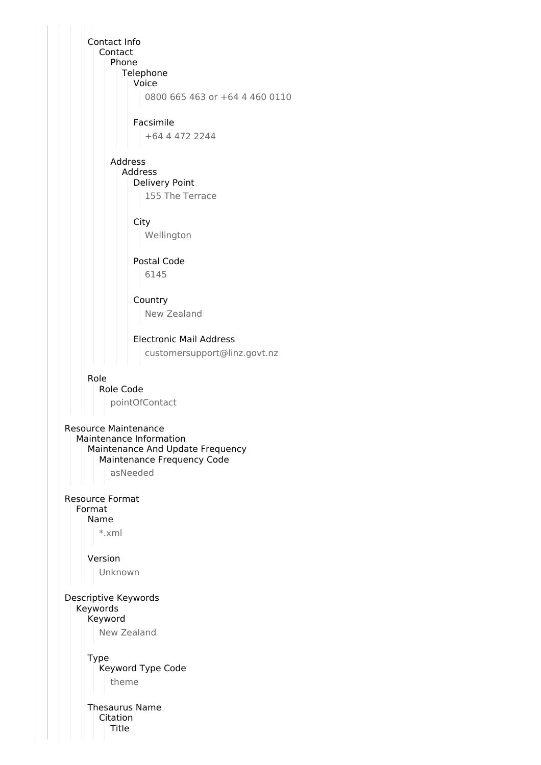Contact Info
- Contact
  - Phone
    - Telephone
      - Voice
        - 0800 665 463 or +64 4 460 0110
      - Facsimile
        - +64 4 472 2244
  - Address
    - Address
      - Delivery Point
        - 155 The Terrace
      - City
        - Wellington
      - Postal Code
        - 6145
      - Country
        - New Zealand
      - Electronic Mail Address
        - customersupport@linz.govt.nz

Role
- Role Code
  - pointOfContact

Resource Maintenance
- Maintenance Information
  - Maintenance And Update Frequency
    - Maintenance Frequency Code
      - asNeeded

Resource Format
- Format
  - Name
    - *.xml
  - Version
    - Unknown

Descriptive Keywords
- Keywords
  - Keyword
    - New Zealand
  - Type
    - Keyword Type Code
      - theme
  - Thesaurus Name
    - Citation
      - Title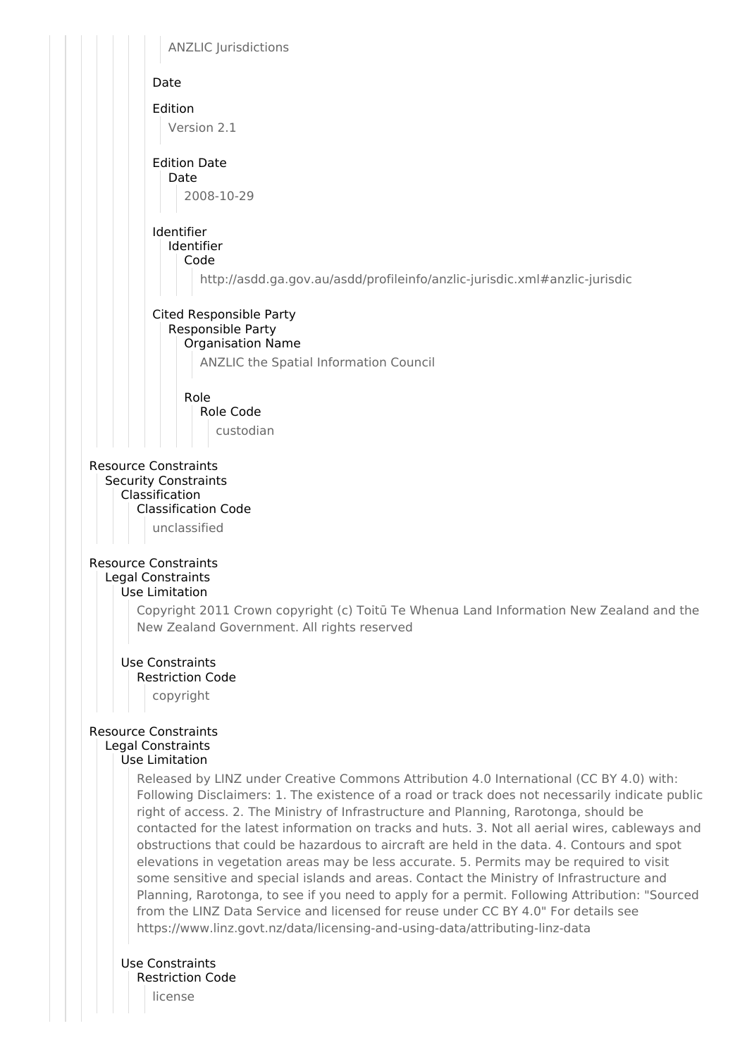ANZLIC Jurisdictions

Date

Edition

Version 2.1

Edition Date

Date

2008-10-29

Identifier

Identifier

Code

http://asdd.ga.gov.au/asdd/profileinfo/anzlic-jurisdic.xml#anzlic-jurisdic

Cited Responsible Party

Responsible Party

Organisation Name

ANZLIC the Spatial Information Council

Role

Role Code

custodian

Resource Constraints

Security Constraints

Classification

Classification Code

unclassified

Resource Constraints

Legal Constraints

Use Limitation

Copyright 2011 Crown copyright (c) Toitū Te Whenua Land Information New Zealand and the New Zealand Government. All rights reserved

Use Constraints

Restriction Code

copyright

Resource Constraints

Legal Constraints

Use Limitation

Released by LINZ under Creative Commons Attribution 4.0 International (CC BY 4.0) with: Following Disclaimers: 1. The existence of a road or track does not necessarily indicate public right of access. 2. The Ministry of Infrastructure and Planning, Rarotonga, should be contacted for the latest information on tracks and huts. 3. Not all aerial wires, cableways and obstructions that could be hazardous to aircraft are held in the data. 4. Contours and spot elevations in vegetation areas may be less accurate. 5. Permits may be required to visit some sensitive and special islands and areas. Contact the Ministry of Infrastructure and Planning, Rarotonga, to see if you need to apply for a permit. Following Attribution: "Sourced from the LINZ Data Service and licensed for reuse under CC BY 4.0" For details see https://www.linz.govt.nz/data/licensing-and-using-data/attributing-linz-data

Use Constraints

Restriction Code

license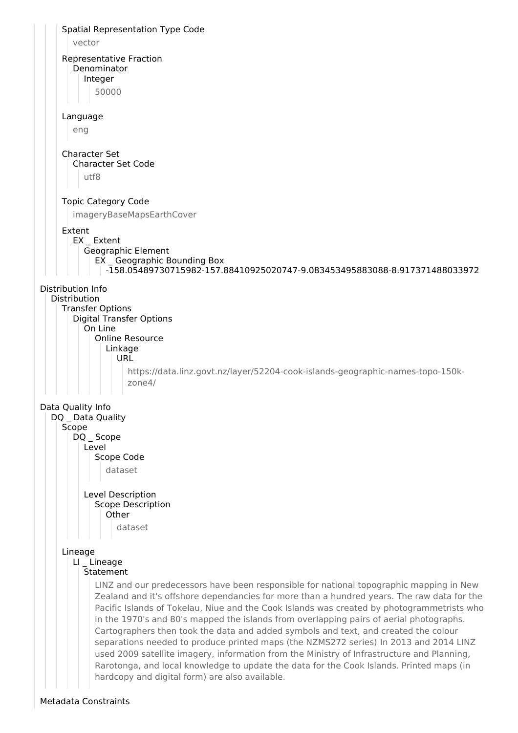Spatial Representation Type Code

vector

Representative Fraction
Denominator
Integer

50000

Language

eng

Character Set
Character Set Code

utf8

Topic Category Code

imageryBaseMapsEarthCover

Extent
EX _ Extent
Geographic Element
EX _ Geographic Bounding Box
-158.05489730715982-157.88410925020747-9.083453495883088-8.917371488033972

Distribution Info
Distribution
Transfer Options
Digital Transfer Options
On Line
Online Resource
Linkage
URL

https://data.linz.govt.nz/layer/52204-cook-islands-geographic-names-topo-150k-zone4/

Data Quality Info
DQ _ Data Quality
Scope
DQ _ Scope
Level
Scope Code

dataset

Level Description
Scope Description
Other

dataset

Lineage
LI _ Lineage
Statement

LINZ and our predecessors have been responsible for national topographic mapping in New Zealand and it's offshore dependancies for more than a hundred years. The raw data for the Pacific Islands of Tokelau, Niue and the Cook Islands was created by photogrammetrists who in the 1970's and 80's mapped the islands from overlapping pairs of aerial photographs. Cartographers then took the data and added symbols and text, and created the colour separations needed to produce printed maps (the NZMS272 series) In 2013 and 2014 LINZ used 2009 satellite imagery, information from the Ministry of Infrastructure and Planning, Rarotonga, and local knowledge to update the data for the Cook Islands. Printed maps (in hardcopy and digital form) are also available.

Metadata Constraints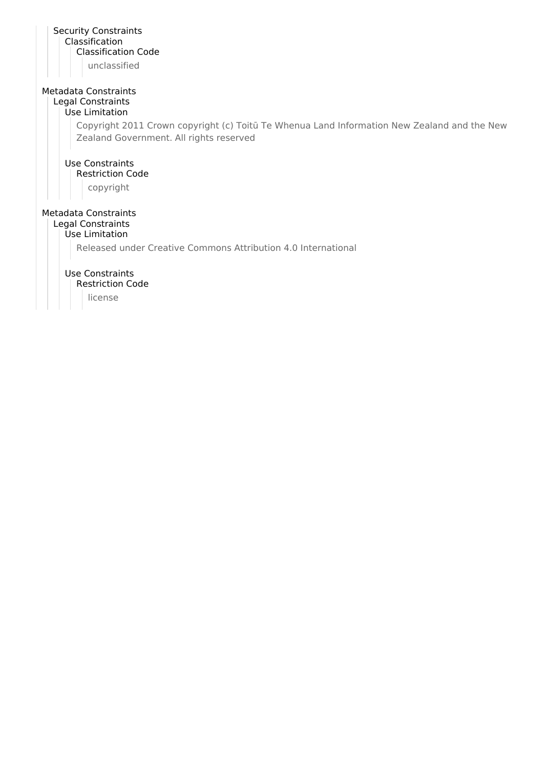Security Constraints
  Classification
    Classification Code
      unclassified

Metadata Constraints
  Legal Constraints
    Use Limitation
      Copyright 2011 Crown copyright (c) Toitū Te Whenua Land Information New Zealand and the New Zealand Government. All rights reserved

    Use Constraints
      Restriction Code
        copyright

Metadata Constraints
  Legal Constraints
    Use Limitation
      Released under Creative Commons Attribution 4.0 International

    Use Constraints
      Restriction Code
        license